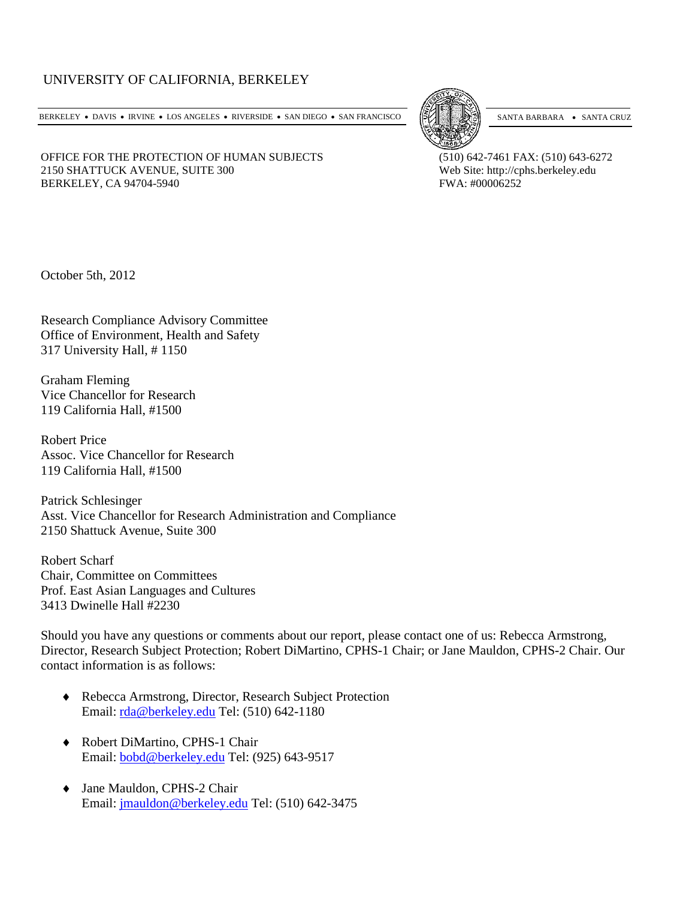UNIVERSITY OF CALIFORNIA, BERKELEY

BERKELEY • DAVIS • IRVINE • LOS ANGELES • RIVERSIDE • SAN DIEGO • SAN FRANCISCO SANTA BARBARA • SANTA CRUZ

OFFICE FOR THE PROTECTION OF HUMAN SUBJECTS
2150 SHATTUCK AVENUE, SUITE 300
BERKELEY, CA 94704-5940

(510) 642-7461 FAX: (510) 643-6272
Web Site: http://cphs.berkeley.edu
FWA: #00006252

October 5th, 2012

Research Compliance Advisory Committee
Office of Environment, Health and Safety
317 University Hall, # 1150

Graham Fleming
Vice Chancellor for Research
119 California Hall, #1500

Robert Price
Assoc. Vice Chancellor for Research
119 California Hall, #1500

Patrick Schlesinger
Asst. Vice Chancellor for Research Administration and Compliance
2150 Shattuck Avenue, Suite 300

Robert Scharf
Chair, Committee on Committees
Prof. East Asian Languages and Cultures
3413 Dwinelle Hall #2230

Should you have any questions or comments about our report, please contact one of us: Rebecca Armstrong, Director, Research Subject Protection; Robert DiMartino, CPHS-1 Chair; or Jane Mauldon, CPHS-2 Chair. Our contact information is as follows:

- Rebecca Armstrong, Director, Research Subject Protection
  Email: rda@berkeley.edu Tel: (510) 642-1180

- Robert DiMartino, CPHS-1 Chair
  Email: bobd@berkeley.edu Tel: (925) 643-9517

- Jane Mauldon, CPHS-2 Chair
  Email: jmauldon@berkeley.edu Tel: (510) 642-3475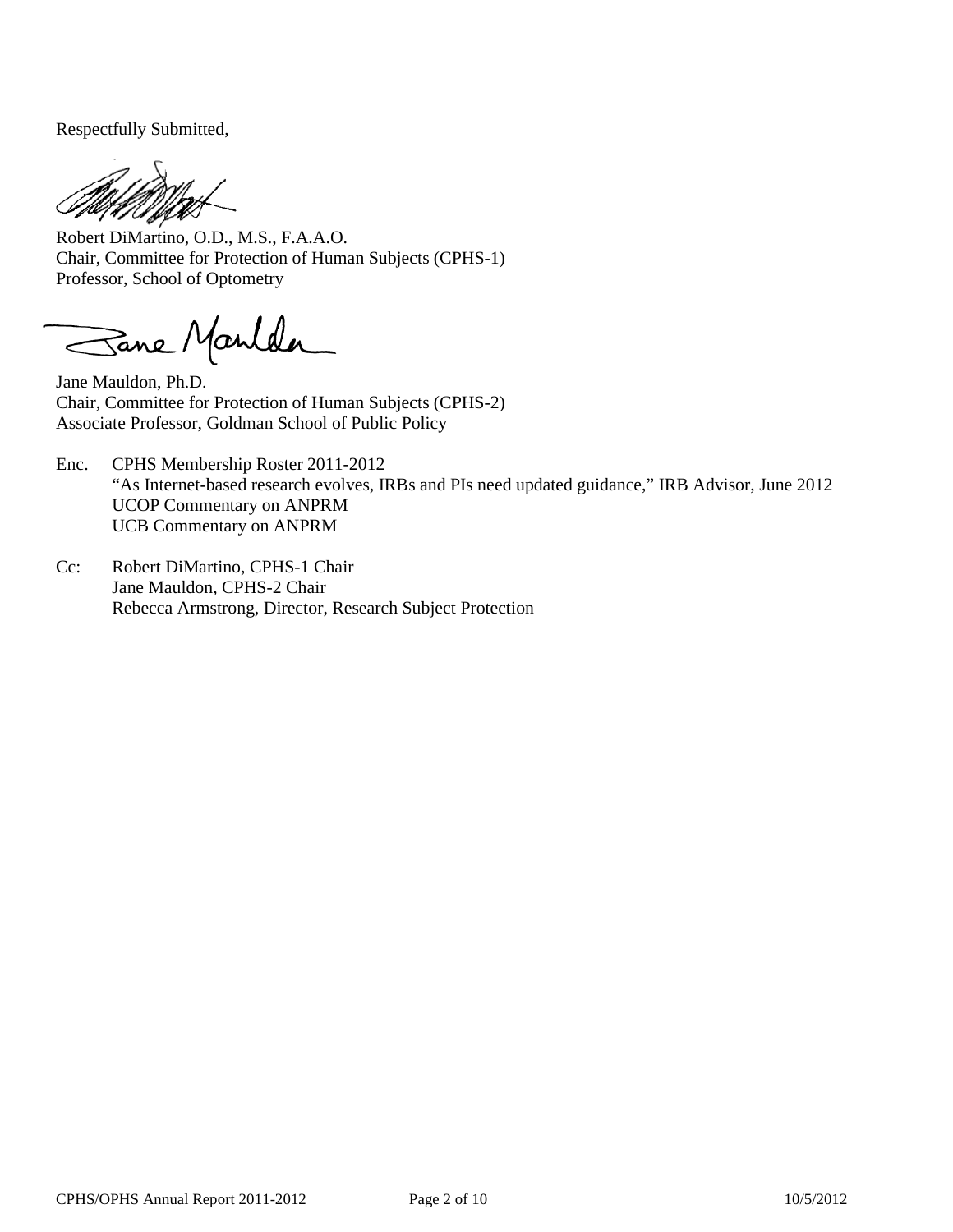Respectfully Submitted,

Robert DiMartino, O.D., M.S., F.A.A.O.
Chair, Committee for Protection of Human Subjects (CPHS-1)
Professor, School of Optometry

Jane Mauldon, Ph.D.
Chair, Committee for Protection of Human Subjects (CPHS-2)
Associate Professor, Goldman School of Public Policy

Enc. CPHS Membership Roster 2011-2012
"As Internet-based research evolves, IRBs and PIs need updated guidance," IRB Advisor, June 2012
UCOP Commentary on ANPRM
UCB Commentary on ANPRM

Cc: Robert DiMartino, CPHS-1 Chair
Jane Mauldon, CPHS-2 Chair
Rebecca Armstrong, Director, Research Subject Protection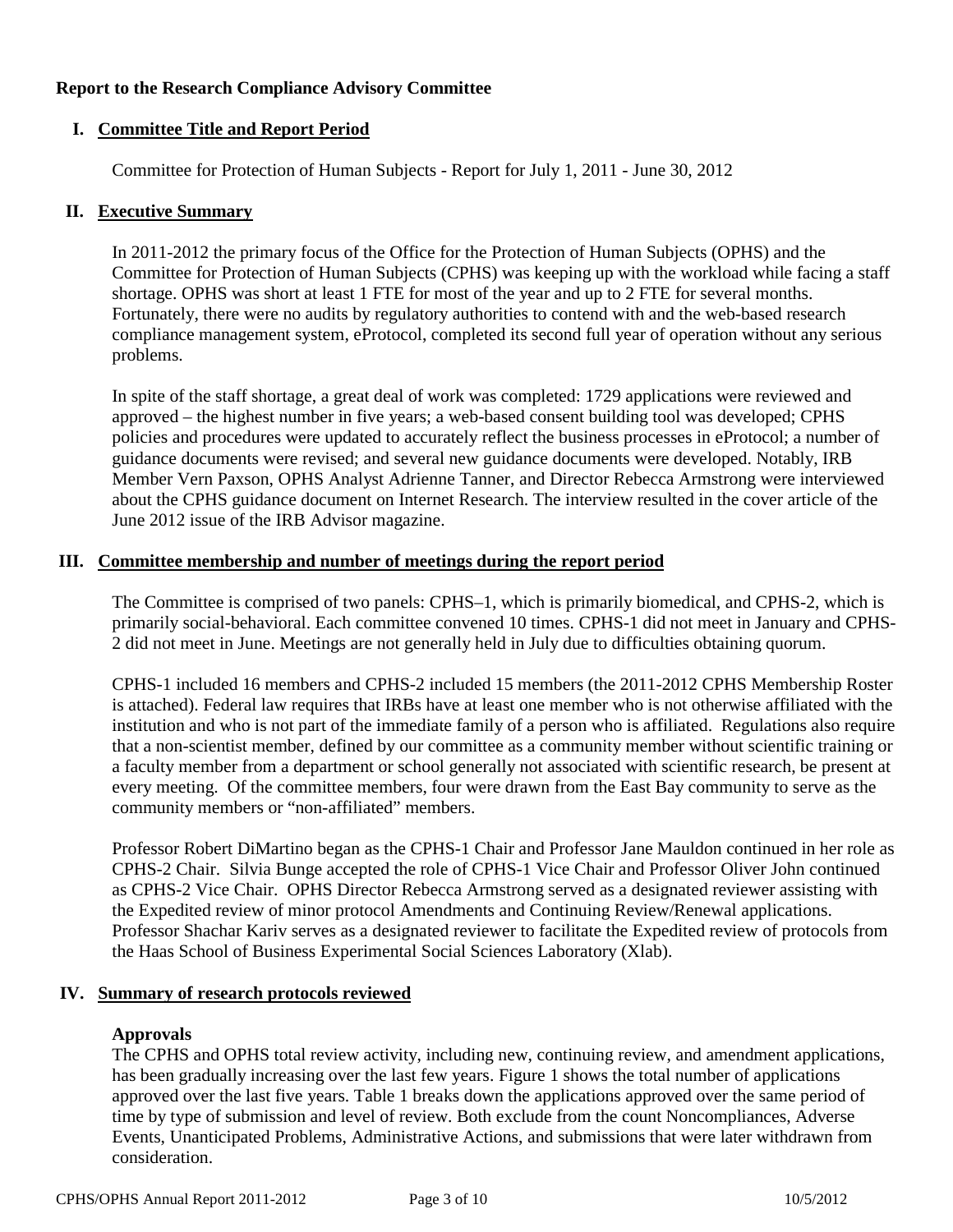**Report to the Research Compliance Advisory Committee**

## I. Committee Title and Report Period

Committee for Protection of Human Subjects - Report for July 1, 2011 - June 30, 2012

## II. Executive Summary

In 2011-2012 the primary focus of the Office for the Protection of Human Subjects (OPHS) and the Committee for Protection of Human Subjects (CPHS) was keeping up with the workload while facing a staff shortage. OPHS was short at least 1 FTE for most of the year and up to 2 FTE for several months. Fortunately, there were no audits by regulatory authorities to contend with and the web-based research compliance management system, eProtocol, completed its second full year of operation without any serious problems.

In spite of the staff shortage, a great deal of work was completed: 1729 applications were reviewed and approved – the highest number in five years; a web-based consent building tool was developed; CPHS policies and procedures were updated to accurately reflect the business processes in eProtocol; a number of guidance documents were revised; and several new guidance documents were developed. Notably, IRB Member Vern Paxson, OPHS Analyst Adrienne Tanner, and Director Rebecca Armstrong were interviewed about the CPHS guidance document on Internet Research. The interview resulted in the cover article of the June 2012 issue of the IRB Advisor magazine.

## III. Committee membership and number of meetings during the report period

The Committee is comprised of two panels: CPHS–1, which is primarily biomedical, and CPHS-2, which is primarily social-behavioral. Each committee convened 10 times. CPHS-1 did not meet in January and CPHS-2 did not meet in June. Meetings are not generally held in July due to difficulties obtaining quorum.

CPHS-1 included 16 members and CPHS-2 included 15 members (the 2011-2012 CPHS Membership Roster is attached). Federal law requires that IRBs have at least one member who is not otherwise affiliated with the institution and who is not part of the immediate family of a person who is affiliated. Regulations also require that a non-scientist member, defined by our committee as a community member without scientific training or a faculty member from a department or school generally not associated with scientific research, be present at every meeting. Of the committee members, four were drawn from the East Bay community to serve as the community members or "non-affiliated" members.

Professor Robert DiMartino began as the CPHS-1 Chair and Professor Jane Mauldon continued in her role as CPHS-2 Chair. Silvia Bunge accepted the role of CPHS-1 Vice Chair and Professor Oliver John continued as CPHS-2 Vice Chair. OPHS Director Rebecca Armstrong served as a designated reviewer assisting with the Expedited review of minor protocol Amendments and Continuing Review/Renewal applications. Professor Shachar Kariv serves as a designated reviewer to facilitate the Expedited review of protocols from the Haas School of Business Experimental Social Sciences Laboratory (Xlab).

## IV. Summary of research protocols reviewed

### Approvals

The CPHS and OPHS total review activity, including new, continuing review, and amendment applications, has been gradually increasing over the last few years. Figure 1 shows the total number of applications approved over the last five years. Table 1 breaks down the applications approved over the same period of time by type of submission and level of review. Both exclude from the count Noncompliances, Adverse Events, Unanticipated Problems, Administrative Actions, and submissions that were later withdrawn from consideration.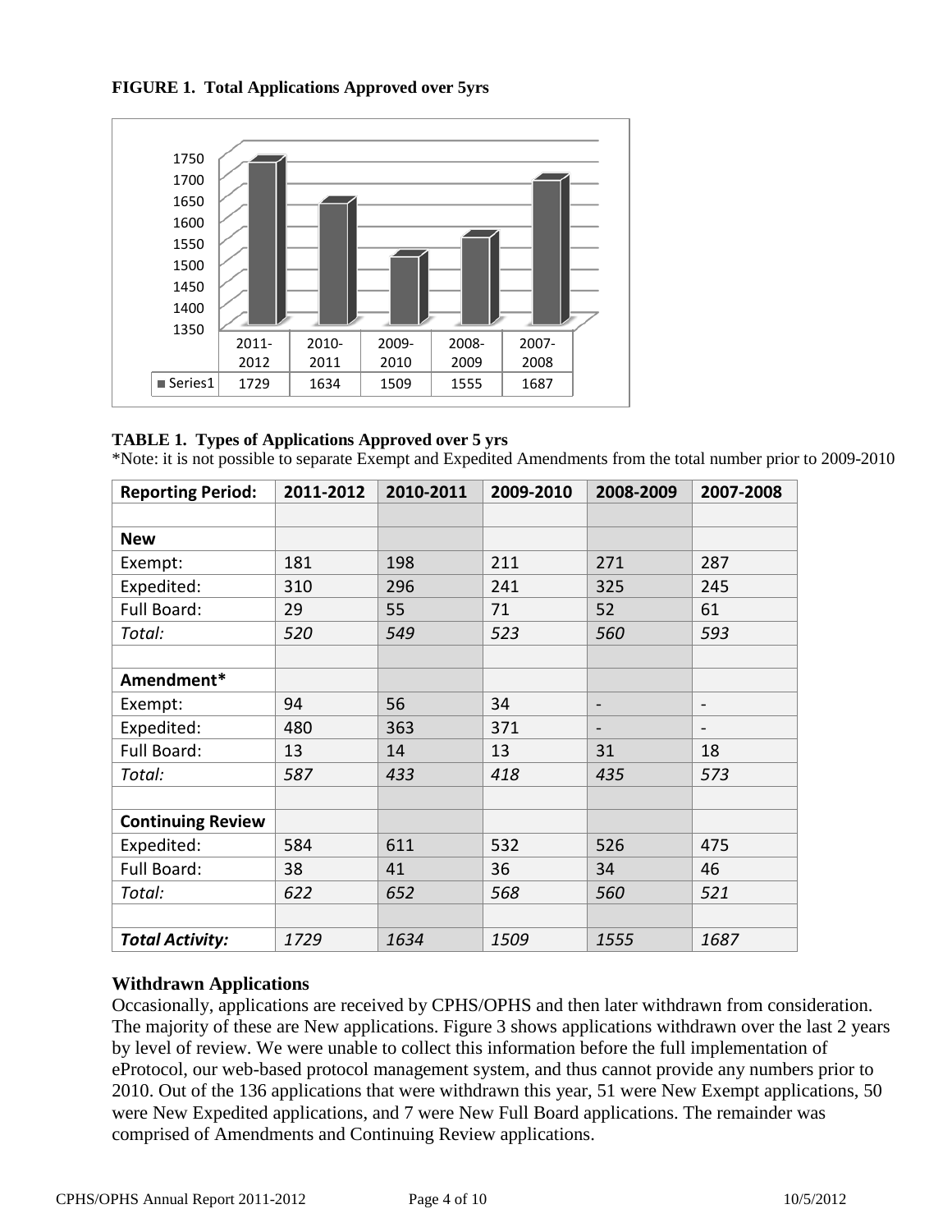**FIGURE 1. Total Applications Approved over 5yrs**

| | 2011-2012 | 2010-2011 | 2009-2010 | 2008-2009 | 2007-2008 |
|---|---|---|---|---|---|
| Series1 | 1729 | 1634 | 1509 | 1555 | 1687 |

**TABLE 1. Types of Applications Approved over 5 yrs**

*Note: it is not possible to separate Exempt and Expedited Amendments from the total number prior to 2009-2010

| Reporting Period: | 2011-2012 | 2010-2011 | 2009-2010 | 2008-2009 | 2007-2008 |
|---|---|---|---|---|---|
| | | | | | |
| **New** | | | | | |
| Exempt: | 181 | 198 | 211 | 271 | 287 |
| Expedited: | 310 | 296 | 241 | 325 | 245 |
| Full Board: | 29 | 55 | 71 | 52 | 61 |
| *Total:* | *520* | *549* | *523* | *560* | *593* |
| | | | | | |
| **Amendment*** | | | | | |
| Exempt: | 94 | 56 | 34 | - | - |
| Expedited: | 480 | 363 | 371 | - | - |
| Full Board: | 13 | 14 | 13 | 31 | 18 |
| *Total:* | *587* | *433* | *418* | *435* | *573* |
| | | | | | |
| **Continuing Review** | | | | | |
| Expedited: | 584 | 611 | 532 | 526 | 475 |
| Full Board: | 38 | 41 | 36 | 34 | 46 |
| *Total:* | *622* | *652* | *568* | *560* | *521* |
| | | | | | |
| ***Total Activity:*** | *1729* | *1634* | *1509* | *1555* | *1687* |

### Withdrawn Applications

Occasionally, applications are received by CPHS/OPHS and then later withdrawn from consideration. The majority of these are New applications. Figure 3 shows applications withdrawn over the last 2 years by level of review. We were unable to collect this information before the full implementation of eProtocol, our web-based protocol management system, and thus cannot provide any numbers prior to 2010. Out of the 136 applications that were withdrawn this year, 51 were New Exempt applications, 50 were New Expedited applications, and 7 were New Full Board applications. The remainder was comprised of Amendments and Continuing Review applications.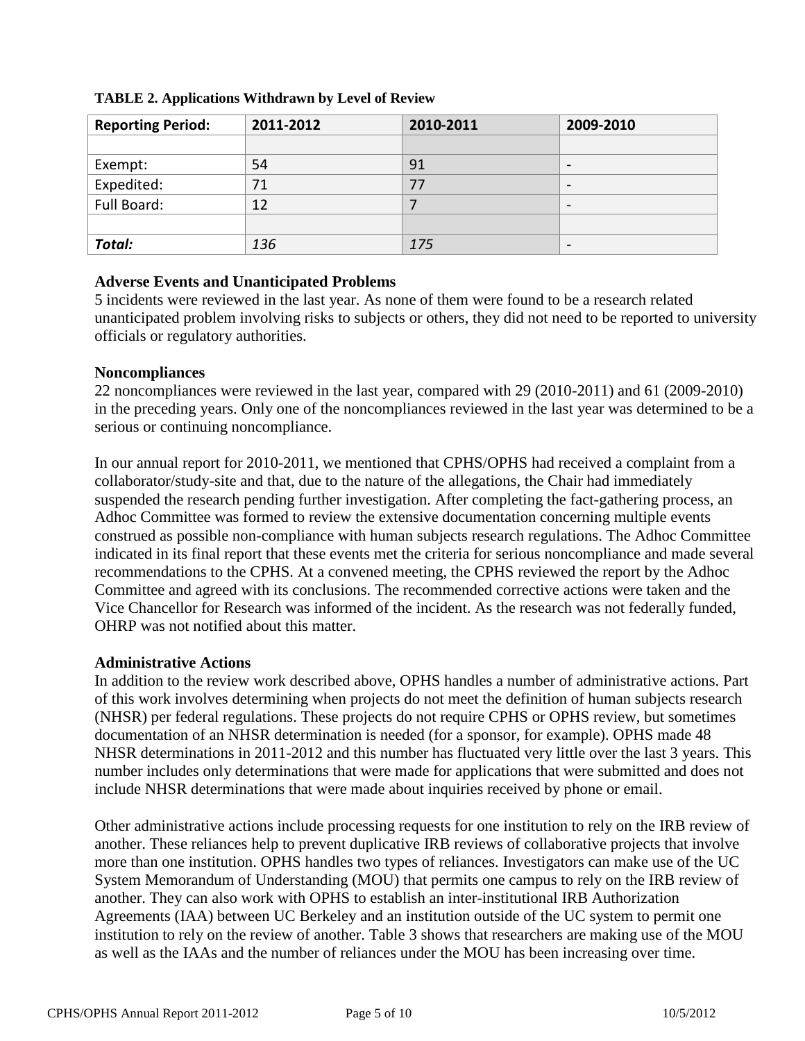**TABLE 2. Applications Withdrawn by Level of Review**

| Reporting Period: | 2011-2012 | 2010-2011 | 2009-2010 |
|---|---|---|---|
| | | | |
| Exempt: | 54 | 91 | - |
| Expedited: | 71 | 77 | - |
| Full Board: | 12 | 7 | - |
| | | | |
| ***Total:*** | *136* | *175* | - |

**Adverse Events and Unanticipated Problems**

5 incidents were reviewed in the last year. As none of them were found to be a research related unanticipated problem involving risks to subjects or others, they did not need to be reported to university officials or regulatory authorities.

**Noncompliances**

22 noncompliances were reviewed in the last year, compared with 29 (2010-2011) and 61 (2009-2010) in the preceding years. Only one of the noncompliances reviewed in the last year was determined to be a serious or continuing noncompliance.

In our annual report for 2010-2011, we mentioned that CPHS/OPHS had received a complaint from a collaborator/study-site and that, due to the nature of the allegations, the Chair had immediately suspended the research pending further investigation. After completing the fact-gathering process, an Adhoc Committee was formed to review the extensive documentation concerning multiple events construed as possible non-compliance with human subjects research regulations. The Adhoc Committee indicated in its final report that these events met the criteria for serious noncompliance and made several recommendations to the CPHS. At a convened meeting, the CPHS reviewed the report by the Adhoc Committee and agreed with its conclusions. The recommended corrective actions were taken and the Vice Chancellor for Research was informed of the incident. As the research was not federally funded, OHRP was not notified about this matter.

**Administrative Actions**

In addition to the review work described above, OPHS handles a number of administrative actions. Part of this work involves determining when projects do not meet the definition of human subjects research (NHSR) per federal regulations. These projects do not require CPHS or OPHS review, but sometimes documentation of an NHSR determination is needed (for a sponsor, for example). OPHS made 48 NHSR determinations in 2011-2012 and this number has fluctuated very little over the last 3 years. This number includes only determinations that were made for applications that were submitted and does not include NHSR determinations that were made about inquiries received by phone or email.

Other administrative actions include processing requests for one institution to rely on the IRB review of another. These reliances help to prevent duplicative IRB reviews of collaborative projects that involve more than one institution. OPHS handles two types of reliances. Investigators can make use of the UC System Memorandum of Understanding (MOU) that permits one campus to rely on the IRB review of another. They can also work with OPHS to establish an inter-institutional IRB Authorization Agreements (IAA) between UC Berkeley and an institution outside of the UC system to permit one institution to rely on the review of another. Table 3 shows that researchers are making use of the MOU as well as the IAAs and the number of reliances under the MOU has been increasing over time.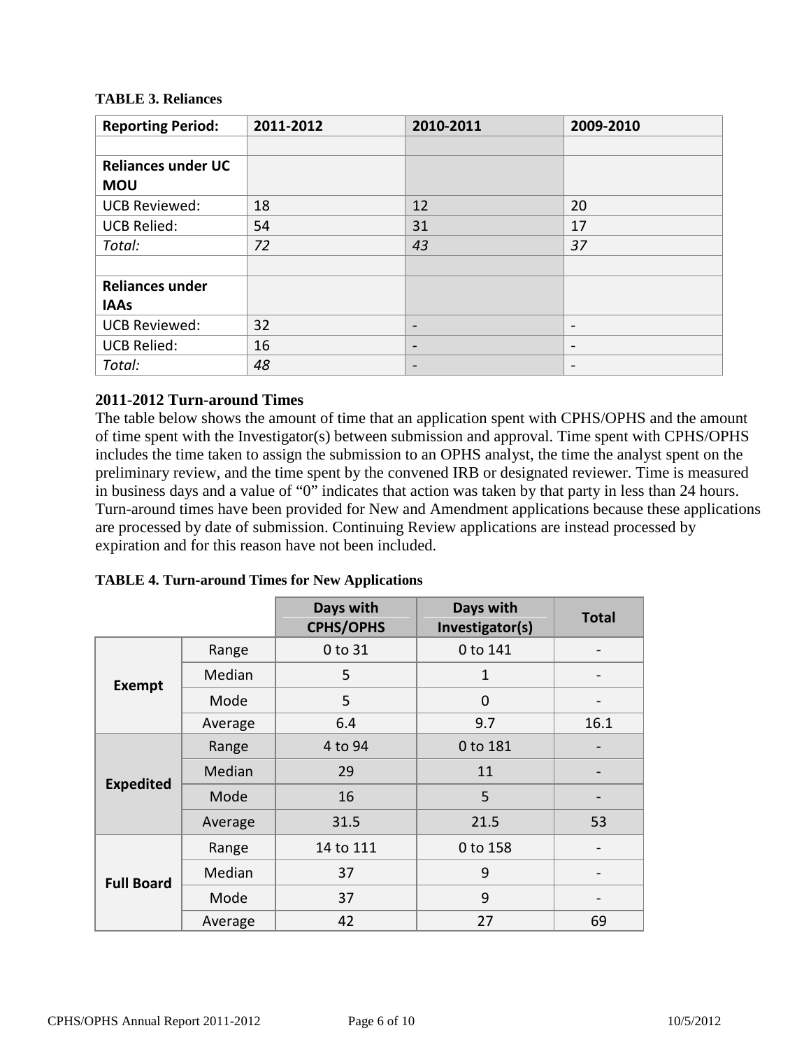**TABLE 3. Reliances**

| Reporting Period: | 2011-2012 | 2010-2011 | 2009-2010 |
|---|---|---|---|
| | | | |
| **Reliances under UC MOU** | | | |
| UCB Reviewed: | 18 | 12 | 20 |
| UCB Relied: | 54 | 31 | 17 |
| *Total:* | *72* | *43* | *37* |
| | | | |
| **Reliances under IAAs** | | | |
| UCB Reviewed: | 32 | - | - |
| UCB Relied: | 16 | - | - |
| *Total:* | *48* | - | - |

## 2011-2012 Turn-around Times

The table below shows the amount of time that an application spent with CPHS/OPHS and the amount of time spent with the Investigator(s) between submission and approval. Time spent with CPHS/OPHS includes the time taken to assign the submission to an OPHS analyst, the time the analyst spent on the preliminary review, and the time spent by the convened IRB or designated reviewer. Time is measured in business days and a value of "0" indicates that action was taken by that party in less than 24 hours. Turn-around times have been provided for New and Amendment applications because these applications are processed by date of submission. Continuing Review applications are instead processed by expiration and for this reason have not been included.

**TABLE 4. Turn-around Times for New Applications**

| | | Days with CPHS/OPHS | Days with Investigator(s) | Total |
|---|---|---|---|---|
| **Exempt** | Range | 0 to 31 | 0 to 141 | - |
| | Median | 5 | 1 | - |
| | Mode | 5 | 0 | - |
| | Average | 6.4 | 9.7 | 16.1 |
| **Expedited** | Range | 4 to 94 | 0 to 181 | - |
| | Median | 29 | 11 | - |
| | Mode | 16 | 5 | - |
| | Average | 31.5 | 21.5 | 53 |
| **Full Board** | Range | 14 to 111 | 0 to 158 | - |
| | Median | 37 | 9 | - |
| | Mode | 37 | 9 | - |
| | Average | 42 | 27 | 69 |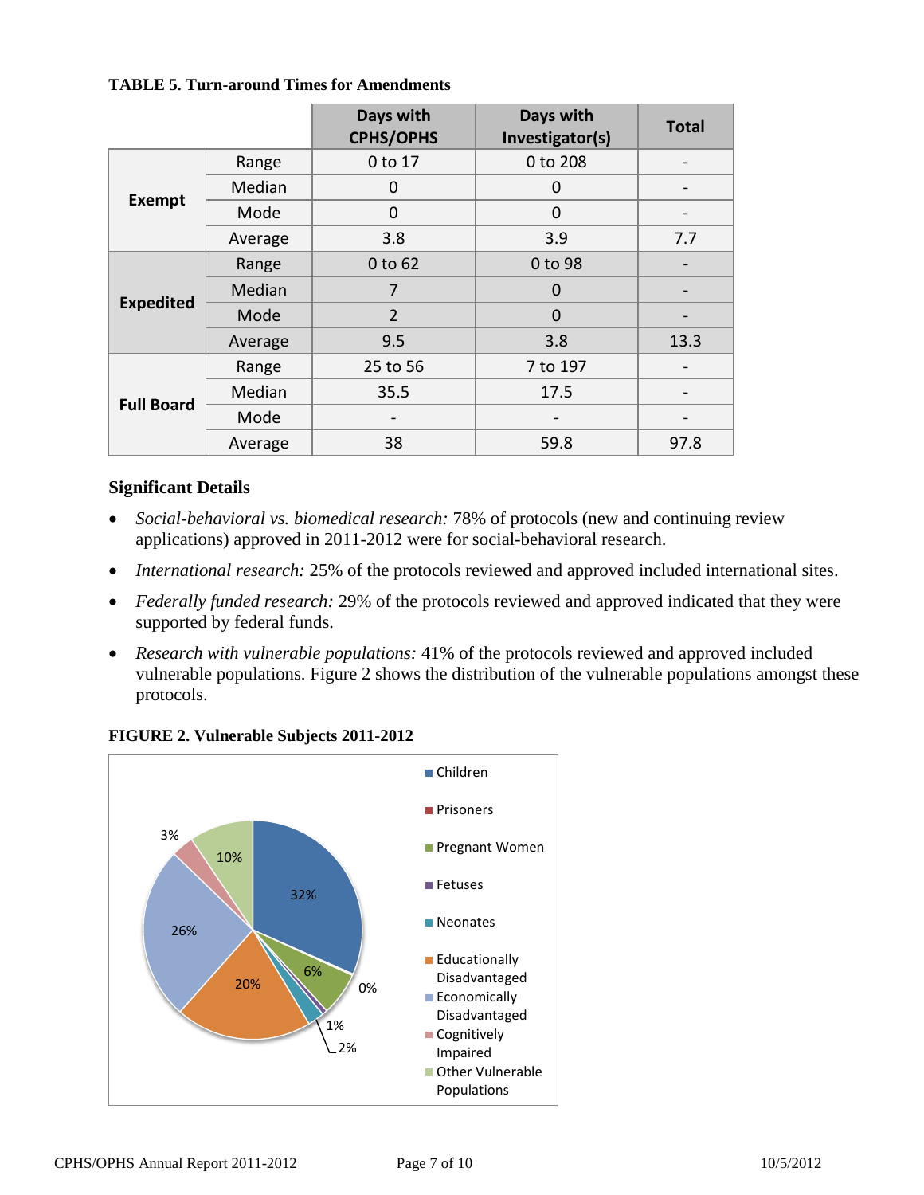**TABLE 5. Turn-around Times for Amendments**

| | | Days with CPHS/OPHS | Days with Investigator(s) | Total |
|---|---|---|---|---|
| **Exempt** | Range | 0 to 17 | 0 to 208 | - |
| | Median | 0 | 0 | - |
| | Mode | 0 | 0 | - |
| | Average | 3.8 | 3.9 | 7.7 |
| **Expedited** | Range | 0 to 62 | 0 to 98 | - |
| | Median | 7 | 0 | - |
| | Mode | 2 | 0 | - |
| | Average | 9.5 | 3.8 | 13.3 |
| **Full Board** | Range | 25 to 56 | 7 to 197 | - |
| | Median | 35.5 | 17.5 | - |
| | Mode | - | - | - |
| | Average | 38 | 59.8 | 97.8 |

**Significant Details**

- *Social-behavioral vs. biomedical research:* 78% of protocols (new and continuing review applications) approved in 2011-2012 were for social-behavioral research.
- *International research:* 25% of the protocols reviewed and approved included international sites.
- *Federally funded research:* 29% of the protocols reviewed and approved indicated that they were supported by federal funds.
- *Research with vulnerable populations:* 41% of the protocols reviewed and approved included vulnerable populations. Figure 2 shows the distribution of the vulnerable populations amongst these protocols.

**FIGURE 2. Vulnerable Subjects 2011-2012**

| Category | Percentage |
|---|---|
| Children | 32% |
| Prisoners | 0% |
| Pregnant Women | 6% |
| Fetuses | 1% |
| Neonates | 2% |
| Educationally Disadvantaged | 20% |
| Economically Disadvantaged | 26% |
| Cognitively Impaired | 3% |
| Other Vulnerable Populations | 10% |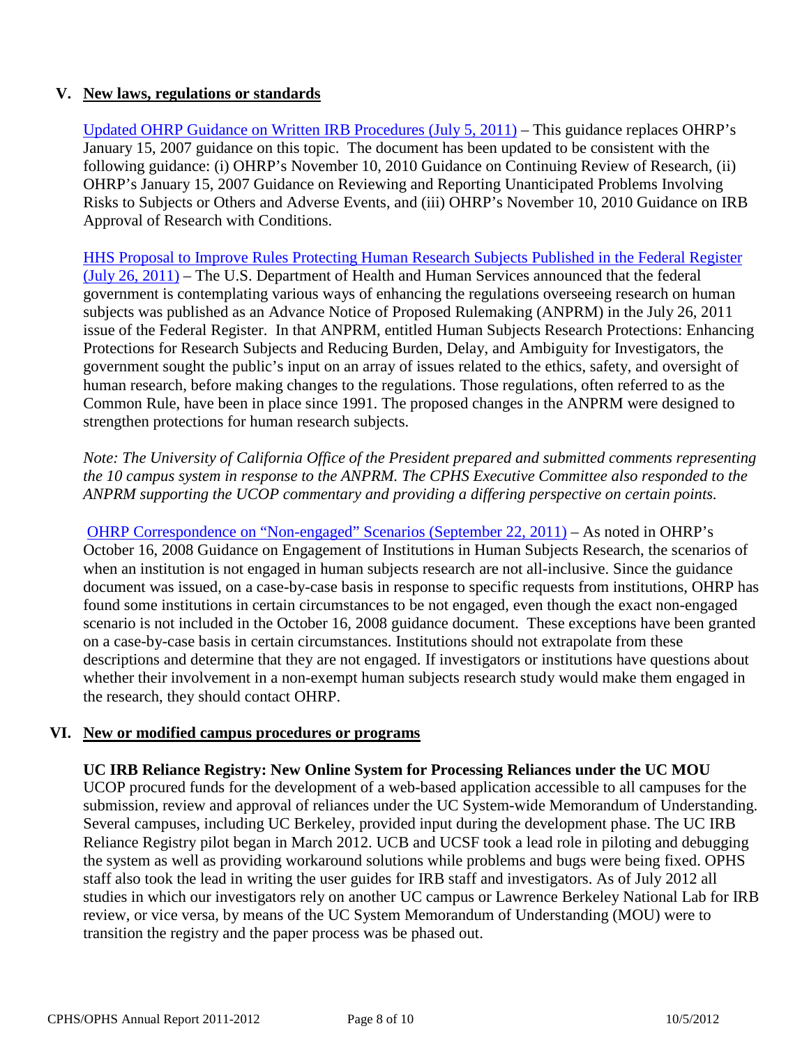## V. New laws, regulations or standards

[Updated OHRP Guidance on Written IRB Procedures (July 5, 2011)] – This guidance replaces OHRP's January 15, 2007 guidance on this topic. The document has been updated to be consistent with the following guidance: (i) OHRP's November 10, 2010 Guidance on Continuing Review of Research, (ii) OHRP's January 15, 2007 Guidance on Reviewing and Reporting Unanticipated Problems Involving Risks to Subjects or Others and Adverse Events, and (iii) OHRP's November 10, 2010 Guidance on IRB Approval of Research with Conditions.

[HHS Proposal to Improve Rules Protecting Human Research Subjects Published in the Federal Register (July 26, 2011)] – The U.S. Department of Health and Human Services announced that the federal government is contemplating various ways of enhancing the regulations overseeing research on human subjects was published as an Advance Notice of Proposed Rulemaking (ANPRM) in the July 26, 2011 issue of the Federal Register. In that ANPRM, entitled Human Subjects Research Protections: Enhancing Protections for Research Subjects and Reducing Burden, Delay, and Ambiguity for Investigators, the government sought the public's input on an array of issues related to the ethics, safety, and oversight of human research, before making changes to the regulations. Those regulations, often referred to as the Common Rule, have been in place since 1991. The proposed changes in the ANPRM were designed to strengthen protections for human research subjects.

*Note: The University of California Office of the President prepared and submitted comments representing the 10 campus system in response to the ANPRM. The CPHS Executive Committee also responded to the ANPRM supporting the UCOP commentary and providing a differing perspective on certain points.*

[OHRP Correspondence on "Non-engaged" Scenarios (September 22, 2011)] – As noted in OHRP's October 16, 2008 Guidance on Engagement of Institutions in Human Subjects Research, the scenarios of when an institution is not engaged in human subjects research are not all-inclusive. Since the guidance document was issued, on a case-by-case basis in response to specific requests from institutions, OHRP has found some institutions in certain circumstances to be not engaged, even though the exact non-engaged scenario is not included in the October 16, 2008 guidance document. These exceptions have been granted on a case-by-case basis in certain circumstances. Institutions should not extrapolate from these descriptions and determine that they are not engaged. If investigators or institutions have questions about whether their involvement in a non-exempt human subjects research study would make them engaged in the research, they should contact OHRP.

## VI. New or modified campus procedures or programs

**UC IRB Reliance Registry: New Online System for Processing Reliances under the UC MOU**
UCOP procured funds for the development of a web-based application accessible to all campuses for the submission, review and approval of reliances under the UC System-wide Memorandum of Understanding. Several campuses, including UC Berkeley, provided input during the development phase. The UC IRB Reliance Registry pilot began in March 2012. UCB and UCSF took a lead role in piloting and debugging the system as well as providing workaround solutions while problems and bugs were being fixed. OPHS staff also took the lead in writing the user guides for IRB staff and investigators. As of July 2012 all studies in which our investigators rely on another UC campus or Lawrence Berkeley National Lab for IRB review, or vice versa, by means of the UC System Memorandum of Understanding (MOU) were to transition the registry and the paper process was be phased out.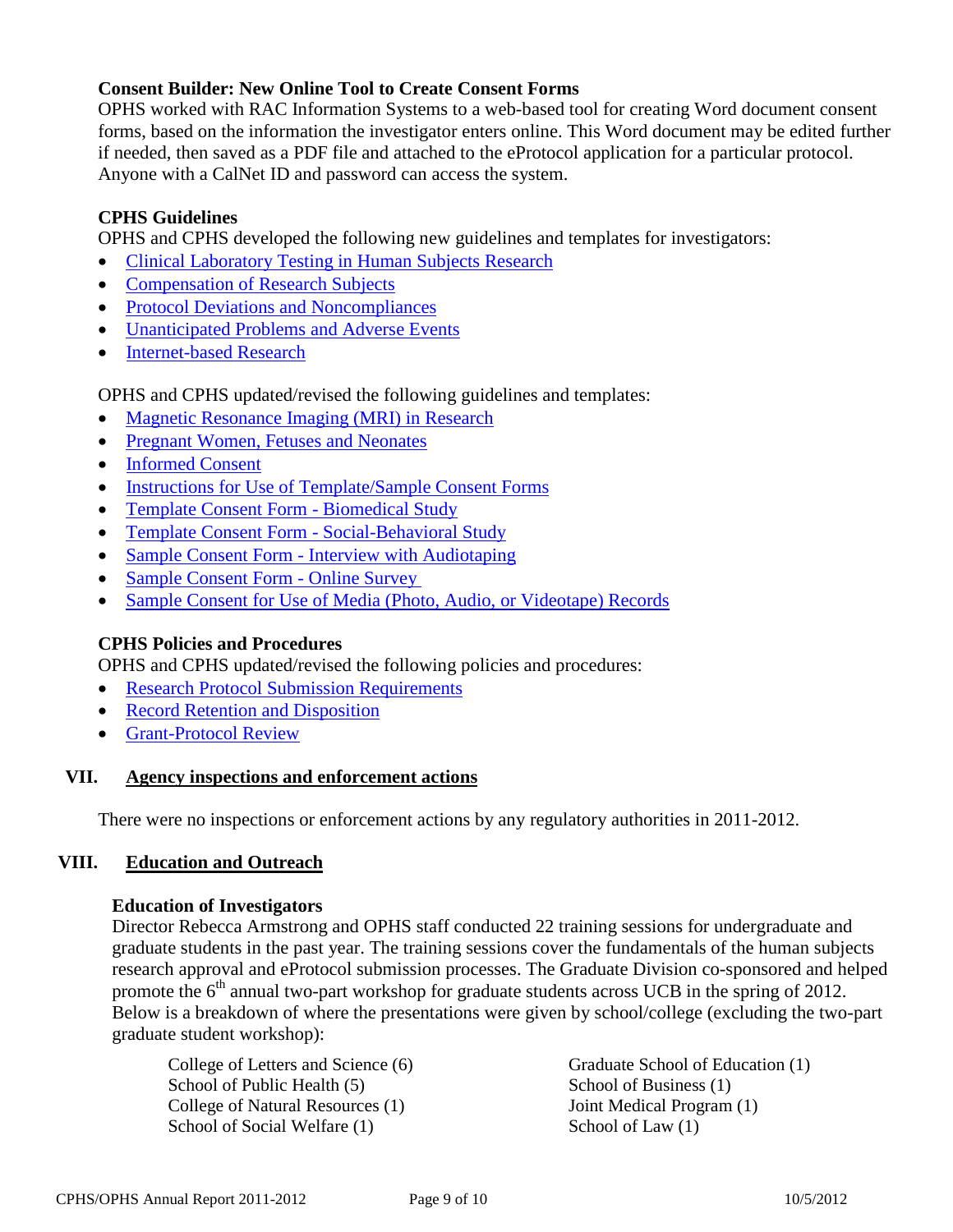### Consent Builder: New Online Tool to Create Consent Forms

OPHS worked with RAC Information Systems to a web-based tool for creating Word document consent forms, based on the information the investigator enters online. This Word document may be edited further if needed, then saved as a PDF file and attached to the eProtocol application for a particular protocol. Anyone with a CalNet ID and password can access the system.

### CPHS Guidelines

OPHS and CPHS developed the following new guidelines and templates for investigators:

- Clinical Laboratory Testing in Human Subjects Research
- Compensation of Research Subjects
- Protocol Deviations and Noncompliances
- Unanticipated Problems and Adverse Events
- Internet-based Research

OPHS and CPHS updated/revised the following guidelines and templates:

- Magnetic Resonance Imaging (MRI) in Research
- Pregnant Women, Fetuses and Neonates
- Informed Consent
- Instructions for Use of Template/Sample Consent Forms
- Template Consent Form - Biomedical Study
- Template Consent Form - Social-Behavioral Study
- Sample Consent Form - Interview with Audiotaping
- Sample Consent Form - Online Survey
- Sample Consent for Use of Media (Photo, Audio, or Videotape) Records

### CPHS Policies and Procedures

OPHS and CPHS updated/revised the following policies and procedures:

- Research Protocol Submission Requirements
- Record Retention and Disposition
- Grant-Protocol Review

## VII. Agency inspections and enforcement actions

There were no inspections or enforcement actions by any regulatory authorities in 2011-2012.

## VIII. Education and Outreach

### Education of Investigators

Director Rebecca Armstrong and OPHS staff conducted 22 training sessions for undergraduate and graduate students in the past year. The training sessions cover the fundamentals of the human subjects research approval and eProtocol submission processes. The Graduate Division co-sponsored and helped promote the 6th annual two-part workshop for graduate students across UCB in the spring of 2012. Below is a breakdown of where the presentations were given by school/college (excluding the two-part graduate student workshop):

College of Letters and Science (6)
School of Public Health (5)
College of Natural Resources (1)
School of Social Welfare (1)
Graduate School of Education (1)
School of Business (1)
Joint Medical Program (1)
School of Law (1)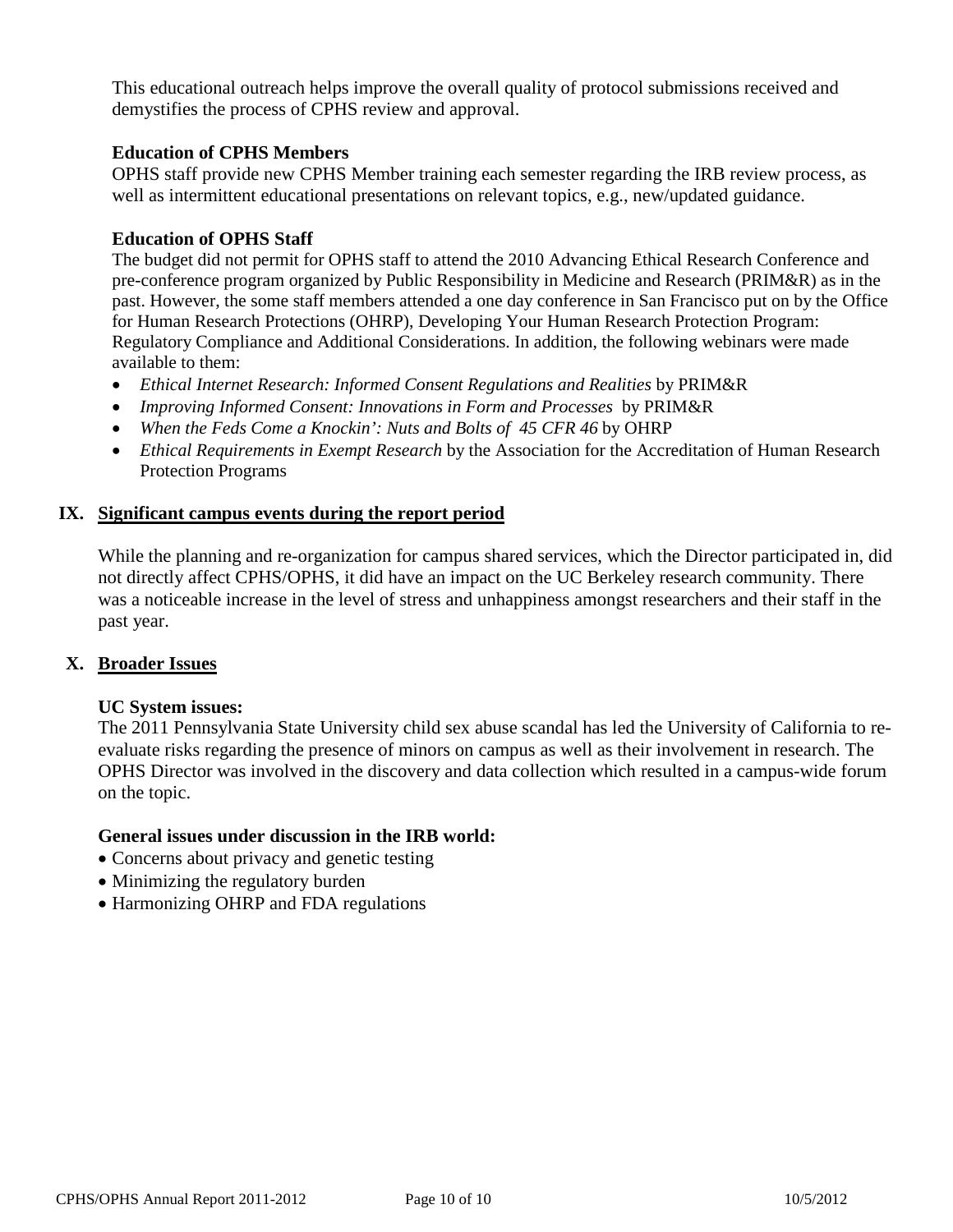This educational outreach helps improve the overall quality of protocol submissions received and demystifies the process of CPHS review and approval.

**Education of CPHS Members**

OPHS staff provide new CPHS Member training each semester regarding the IRB review process, as well as intermittent educational presentations on relevant topics, e.g., new/updated guidance.

**Education of OPHS Staff**

The budget did not permit for OPHS staff to attend the 2010 Advancing Ethical Research Conference and pre-conference program organized by Public Responsibility in Medicine and Research (PRIM&R) as in the past. However, the some staff members attended a one day conference in San Francisco put on by the Office for Human Research Protections (OHRP), Developing Your Human Research Protection Program: Regulatory Compliance and Additional Considerations. In addition, the following webinars were made available to them:

- *Ethical Internet Research: Informed Consent Regulations and Realities* by PRIM&R
- *Improving Informed Consent: Innovations in Form and Processes* by PRIM&R
- *When the Feds Come a Knockin': Nuts and Bolts of 45 CFR 46* by OHRP
- *Ethical Requirements in Exempt Research* by the Association for the Accreditation of Human Research Protection Programs

## IX. Significant campus events during the report period

While the planning and re-organization for campus shared services, which the Director participated in, did not directly affect CPHS/OPHS, it did have an impact on the UC Berkeley research community. There was a noticeable increase in the level of stress and unhappiness amongst researchers and their staff in the past year.

## X. Broader Issues

**UC System issues:**

The 2011 Pennsylvania State University child sex abuse scandal has led the University of California to re-evaluate risks regarding the presence of minors on campus as well as their involvement in research. The OPHS Director was involved in the discovery and data collection which resulted in a campus-wide forum on the topic.

**General issues under discussion in the IRB world:**

- Concerns about privacy and genetic testing
- Minimizing the regulatory burden
- Harmonizing OHRP and FDA regulations